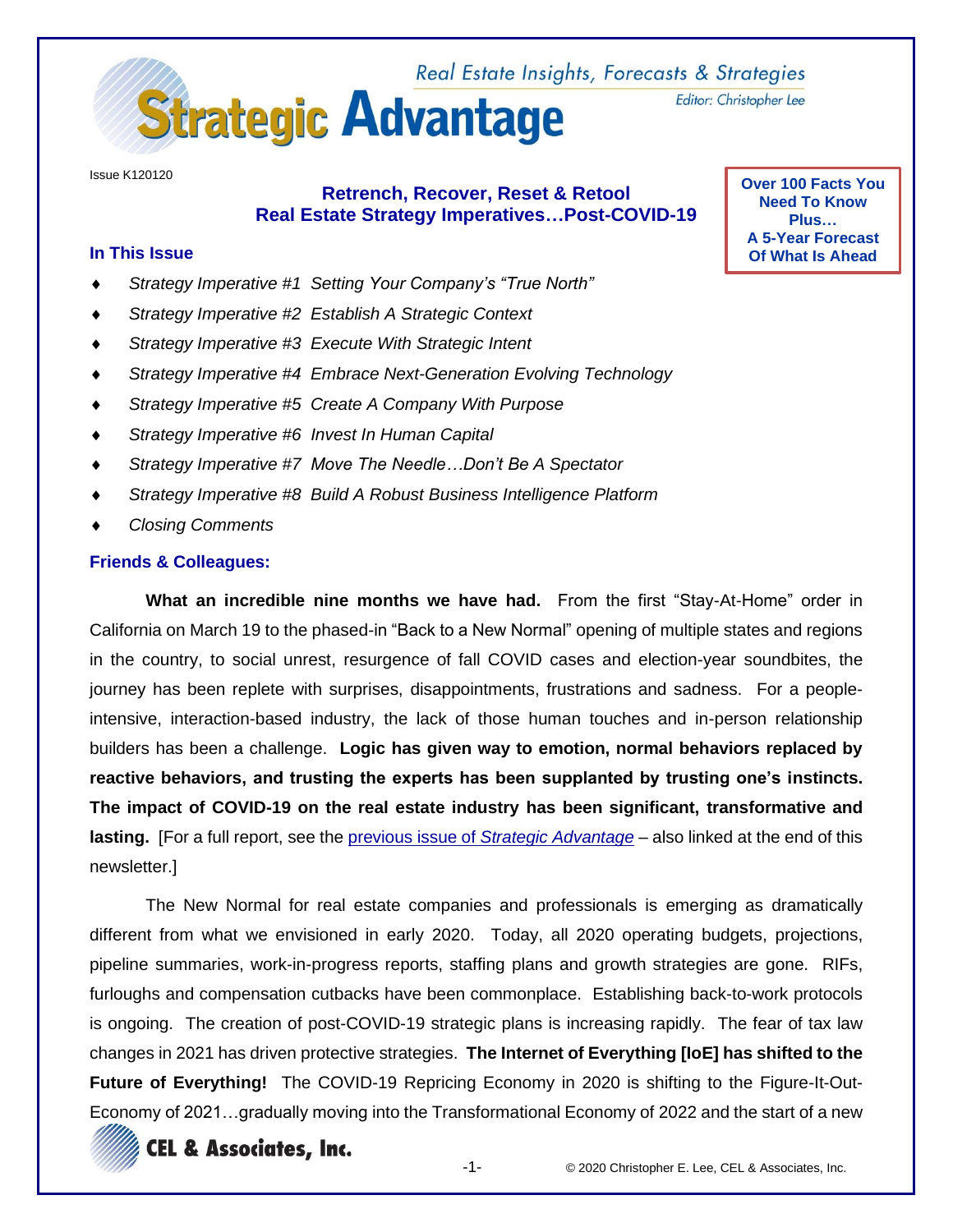# Strategic Advantage

*Real Estate Insights, Forecasts & Strategies*

*Editor: Christopher Lee*

Issue K120120

## Retrench, Recover, Reset & Retool
## Real Estate Strategy Imperatives…Post-COVID-19

**Over 100 Facts You Need To Know Plus… A 5-Year Forecast Of What Is Ahead**

### In This Issue

- *Strategy Imperative #1 Setting Your Company's "True North"*
- *Strategy Imperative #2 Establish A Strategic Context*
- *Strategy Imperative #3 Execute With Strategic Intent*
- *Strategy Imperative #4 Embrace Next-Generation Evolving Technology*
- *Strategy Imperative #5 Create A Company With Purpose*
- *Strategy Imperative #6 Invest In Human Capital*
- *Strategy Imperative #7 Move The Needle…Don't Be A Spectator*
- *Strategy Imperative #8 Build A Robust Business Intelligence Platform*
- *Closing Comments*

### Friends & Colleagues:

**What an incredible nine months we have had.** From the first "Stay-At-Home" order in California on March 19 to the phased-in "Back to a New Normal" opening of multiple states and regions in the country, to social unrest, resurgence of fall COVID cases and election-year soundbites, the journey has been replete with surprises, disappointments, frustrations and sadness. For a people-intensive, interaction-based industry, the lack of those human touches and in-person relationship builders has been a challenge. **Logic has given way to emotion, normal behaviors replaced by reactive behaviors, and trusting the experts has been supplanted by trusting one's instincts. The impact of COVID-19 on the real estate industry has been significant, transformative and lasting.** [For a full report, see the previous issue of *Strategic Advantage* – also linked at the end of this newsletter.]

The New Normal for real estate companies and professionals is emerging as dramatically different from what we envisioned in early 2020. Today, all 2020 operating budgets, projections, pipeline summaries, work-in-progress reports, staffing plans and growth strategies are gone. RIFs, furloughs and compensation cutbacks have been commonplace. Establishing back-to-work protocols is ongoing. The creation of post-COVID-19 strategic plans is increasing rapidly. The fear of tax law changes in 2021 has driven protective strategies. **The Internet of Everything [IoE] has shifted to the Future of Everything!** The COVID-19 Repricing Economy in 2020 is shifting to the Figure-It-Out-Economy of 2021…gradually moving into the Transformational Economy of 2022 and the start of a new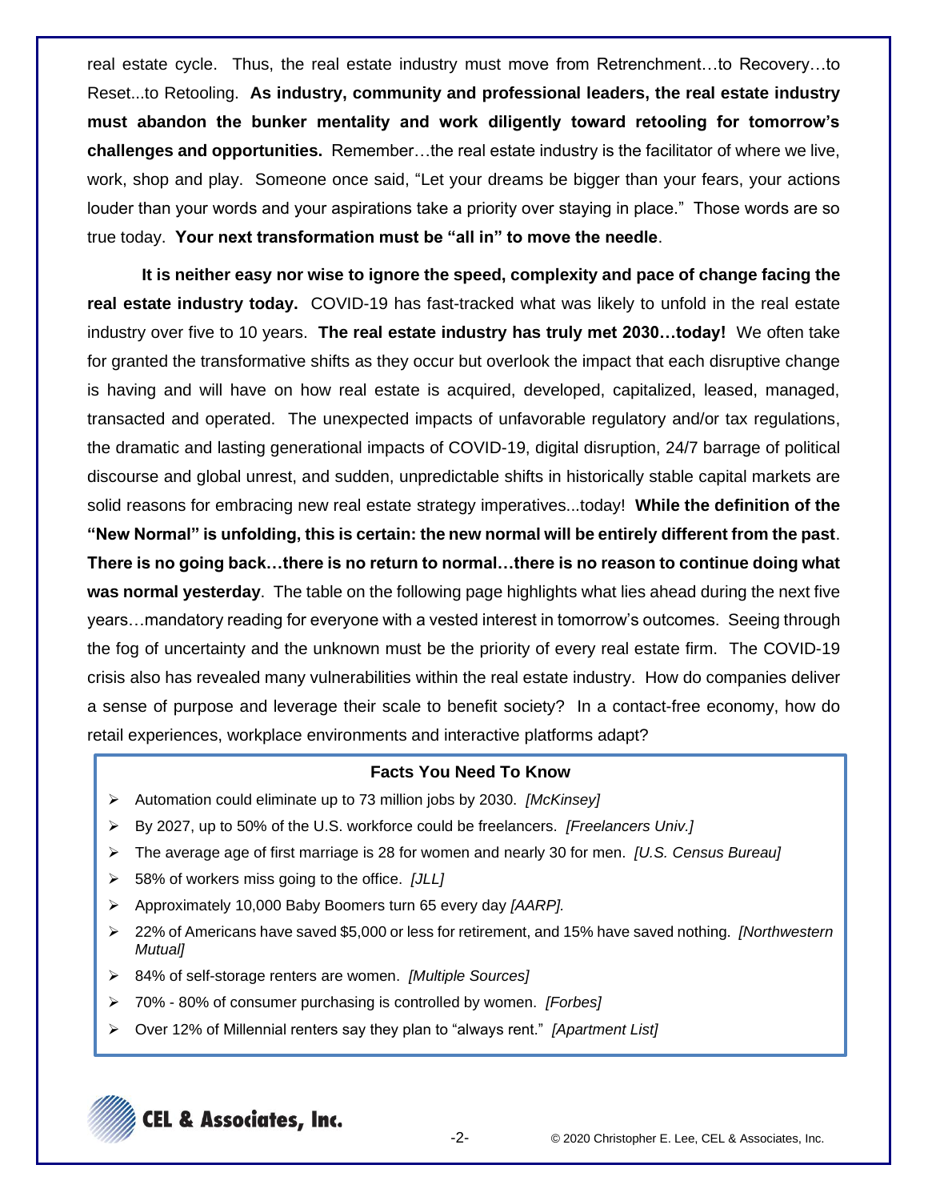real estate cycle. Thus, the real estate industry must move from Retrenchment…to Recovery…to Reset...to Retooling. **As industry, community and professional leaders, the real estate industry must abandon the bunker mentality and work diligently toward retooling for tomorrow's challenges and opportunities.** Remember…the real estate industry is the facilitator of where we live, work, shop and play. Someone once said, "Let your dreams be bigger than your fears, your actions louder than your words and your aspirations take a priority over staying in place." Those words are so true today. **Your next transformation must be "all in" to move the needle**.

**It is neither easy nor wise to ignore the speed, complexity and pace of change facing the real estate industry today.** COVID-19 has fast-tracked what was likely to unfold in the real estate industry over five to 10 years. **The real estate industry has truly met 2030…today!** We often take for granted the transformative shifts as they occur but overlook the impact that each disruptive change is having and will have on how real estate is acquired, developed, capitalized, leased, managed, transacted and operated. The unexpected impacts of unfavorable regulatory and/or tax regulations, the dramatic and lasting generational impacts of COVID-19, digital disruption, 24/7 barrage of political discourse and global unrest, and sudden, unpredictable shifts in historically stable capital markets are solid reasons for embracing new real estate strategy imperatives...today! **While the definition of the "New Normal" is unfolding, this is certain: the new normal will be entirely different from the past**. **There is no going back…there is no return to normal…there is no reason to continue doing what was normal yesterday**. The table on the following page highlights what lies ahead during the next five years…mandatory reading for everyone with a vested interest in tomorrow's outcomes. Seeing through the fog of uncertainty and the unknown must be the priority of every real estate firm. The COVID-19 crisis also has revealed many vulnerabilities within the real estate industry. How do companies deliver a sense of purpose and leverage their scale to benefit society? In a contact-free economy, how do retail experiences, workplace environments and interactive platforms adapt?

**Facts You Need To Know**

- Automation could eliminate up to 73 million jobs by 2030. *[McKinsey]*
- By 2027, up to 50% of the U.S. workforce could be freelancers. *[Freelancers Univ.]*
- The average age of first marriage is 28 for women and nearly 30 for men. *[U.S. Census Bureau]*
- 58% of workers miss going to the office. *[JLL]*
- Approximately 10,000 Baby Boomers turn 65 every day *[AARP].*
- 22% of Americans have saved $5,000 or less for retirement, and 15% have saved nothing. *[Northwestern Mutual]*
- 84% of self-storage renters are women. *[Multiple Sources]*
- 70% - 80% of consumer purchasing is controlled by women. *[Forbes]*
- Over 12% of Millennial renters say they plan to "always rent." *[Apartment List]*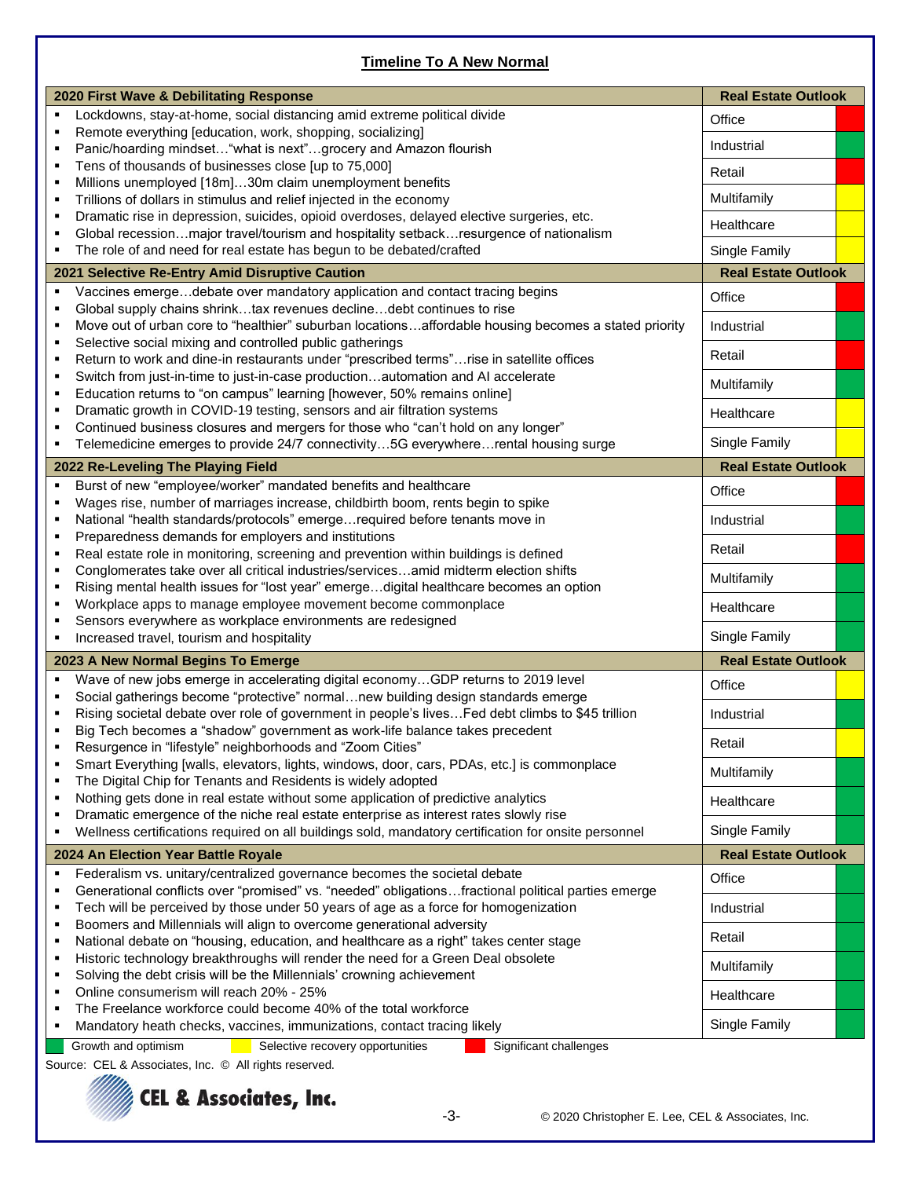## Timeline To A New Normal

| 2020 First Wave & Debilitating Response | Real Estate Outlook | |
|---|---|---|
| ▪ Lockdowns, stay-at-home, social distancing amid extreme political divide<br>▪ Remote everything [education, work, shopping, socializing]<br>▪ Panic/hoarding mindset…"what is next"…grocery and Amazon flourish<br>▪ Tens of thousands of businesses close [up to 75,000]<br>▪ Millions unemployed [18m]…30m claim unemployment benefits<br>▪ Trillions of dollars in stimulus and relief injected in the economy<br>▪ Dramatic rise in depression, suicides, opioid overdoses, delayed elective surgeries, etc.<br>▪ Global recession…major travel/tourism and hospitality setback…resurgence of nationalism<br>▪ The role of and need for real estate has begun to be debated/crafted | Office | Red |
| | Industrial | Green |
| | Retail | Red |
| | Multifamily | Yellow |
| | Healthcare | Yellow |
| | Single Family | Yellow |

| 2021 Selective Re-Entry Amid Disruptive Caution | Real Estate Outlook | |
|---|---|---|
| ▪ Vaccines emerge…debate over mandatory application and contact tracing begins<br>▪ Global supply chains shrink…tax revenues decline…debt continues to rise<br>▪ Move out of urban core to "healthier" suburban locations…affordable housing becomes a stated priority<br>▪ Selective social mixing and controlled public gatherings<br>▪ Return to work and dine-in restaurants under "prescribed terms"…rise in satellite offices<br>▪ Switch from just-in-time to just-in-case production…automation and AI accelerate<br>▪ Education returns to "on campus" learning [however, 50% remains online]<br>▪ Dramatic growth in COVID-19 testing, sensors and air filtration systems<br>▪ Continued business closures and mergers for those who "can't hold on any longer"<br>▪ Telemedicine emerges to provide 24/7 connectivity…5G everywhere…rental housing surge | Office | Red |
| | Industrial | Green |
| | Retail | Red |
| | Multifamily | Green |
| | Healthcare | Yellow |
| | Single Family | Yellow |

| 2022 Re-Leveling The Playing Field | Real Estate Outlook | |
|---|---|---|
| ▪ Burst of new "employee/worker" mandated benefits and healthcare<br>▪ Wages rise, number of marriages increase, childbirth boom, rents begin to spike<br>▪ National "health standards/protocols" emerge…required before tenants move in<br>▪ Preparedness demands for employers and institutions<br>▪ Real estate role in monitoring, screening and prevention within buildings is defined<br>▪ Conglomerates take over all critical industries/services…amid midterm election shifts<br>▪ Rising mental health issues for "lost year" emerge…digital healthcare becomes an option<br>▪ Workplace apps to manage employee movement become commonplace<br>▪ Sensors everywhere as workplace environments are redesigned<br>▪ Increased travel, tourism and hospitality | Office | Red |
| | Industrial | Green |
| | Retail | Red |
| | Multifamily | Green |
| | Healthcare | Green |
| | Single Family | Green |

| 2023 A New Normal Begins To Emerge | Real Estate Outlook | |
|---|---|---|
| ▪ Wave of new jobs emerge in accelerating digital economy…GDP returns to 2019 level<br>▪ Social gatherings become "protective" normal…new building design standards emerge<br>▪ Rising societal debate over role of government in people's lives…Fed debt climbs to $45 trillion<br>▪ Big Tech becomes a "shadow" government as work-life balance takes precedent<br>▪ Resurgence in "lifestyle" neighborhoods and "Zoom Cities"<br>▪ Smart Everything [walls, elevators, lights, windows, door, cars, PDAs, etc.] is commonplace<br>▪ The Digital Chip for Tenants and Residents is widely adopted<br>▪ Nothing gets done in real estate without some application of predictive analytics<br>▪ Dramatic emergence of the niche real estate enterprise as interest rates slowly rise<br>▪ Wellness certifications required on all buildings sold, mandatory certification for onsite personnel | Office | Yellow |
| | Industrial | Green |
| | Retail | Yellow |
| | Multifamily | Green |
| | Healthcare | Green |
| | Single Family | Green |

| 2024 An Election Year Battle Royale | Real Estate Outlook | |
|---|---|---|
| ▪ Federalism vs. unitary/centralized governance becomes the societal debate<br>▪ Generational conflicts over "promised" vs. "needed" obligations…fractional political parties emerge<br>▪ Tech will be perceived by those under 50 years of age as a force for homogenization<br>▪ Boomers and Millennials will align to overcome generational adversity<br>▪ National debate on "housing, education, and healthcare as a right" takes center stage<br>▪ Historic technology breakthroughs will render the need for a Green Deal obsolete<br>▪ Solving the debt crisis will be the Millennials' crowning achievement<br>▪ Online consumerism will reach 20% - 25%<br>▪ The Freelance workforce could become 40% of the total workforce<br>▪ Mandatory heath checks, vaccines, immunizations, contact tracing likely | Office | Green |
| | Industrial | Green |
| | Retail | Green |
| | Multifamily | Green |
| | Healthcare | Green |
| | Single Family | Green |

Green = Growth and optimism; Yellow = Selective recovery opportunities; Red = Significant challenges

Source: CEL & Associates, Inc. © All rights reserved.

CEL & Associates, Inc.

© 2020 Christopher E. Lee, CEL & Associates, Inc.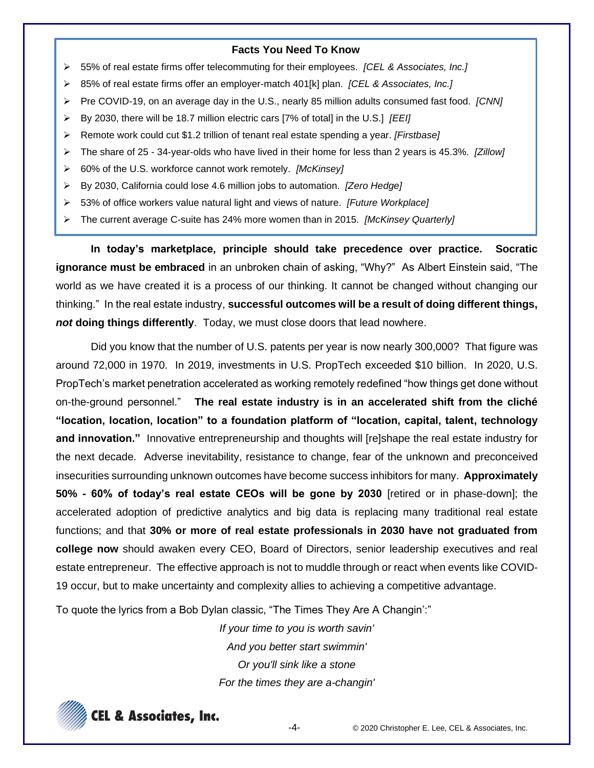### Facts You Need To Know

- 55% of real estate firms offer telecommuting for their employees. *[CEL & Associates, Inc.]*
- 85% of real estate firms offer an employer-match 401[k] plan. *[CEL & Associates, Inc.]*
- Pre COVID-19, on an average day in the U.S., nearly 85 million adults consumed fast food. *[CNN]*
- By 2030, there will be 18.7 million electric cars [7% of total] in the U.S.] *[EEI]*
- Remote work could cut $1.2 trillion of tenant real estate spending a year. *[Firstbase]*
- The share of 25 - 34-year-olds who have lived in their home for less than 2 years is 45.3%. *[Zillow]*
- 60% of the U.S. workforce cannot work remotely. *[McKinsey]*
- By 2030, California could lose 4.6 million jobs to automation. *[Zero Hedge]*
- 53% of office workers value natural light and views of nature. *[Future Workplace]*
- The current average C-suite has 24% more women than in 2015. *[McKinsey Quarterly]*

**In today's marketplace, principle should take precedence over practice. Socratic ignorance must be embraced** in an unbroken chain of asking, "Why?" As Albert Einstein said, "The world as we have created it is a process of our thinking. It cannot be changed without changing our thinking." In the real estate industry, **successful outcomes will be a result of doing different things, *not* doing things differently**. Today, we must close doors that lead nowhere.

Did you know that the number of U.S. patents per year is now nearly 300,000? That figure was around 72,000 in 1970. In 2019, investments in U.S. PropTech exceeded $10 billion. In 2020, U.S. PropTech's market penetration accelerated as working remotely redefined "how things get done without on-the-ground personnel." **The real estate industry is in an accelerated shift from the cliché "location, location, location" to a foundation platform of "location, capital, talent, technology and innovation."** Innovative entrepreneurship and thoughts will [re]shape the real estate industry for the next decade. Adverse inevitability, resistance to change, fear of the unknown and preconceived insecurities surrounding unknown outcomes have become success inhibitors for many. **Approximately 50% - 60% of today's real estate CEOs will be gone by 2030** [retired or in phase-down]; the accelerated adoption of predictive analytics and big data is replacing many traditional real estate functions; and that **30% or more of real estate professionals in 2030 have not graduated from college now** should awaken every CEO, Board of Directors, senior leadership executives and real estate entrepreneur. The effective approach is not to muddle through or react when events like COVID-19 occur, but to make uncertainty and complexity allies to achieving a competitive advantage.

To quote the lyrics from a Bob Dylan classic, "The Times They Are A Changin':"

*If your time to you is worth savin'*
*And you better start swimmin'*
*Or you'll sink like a stone*
*For the times they are a-changin'*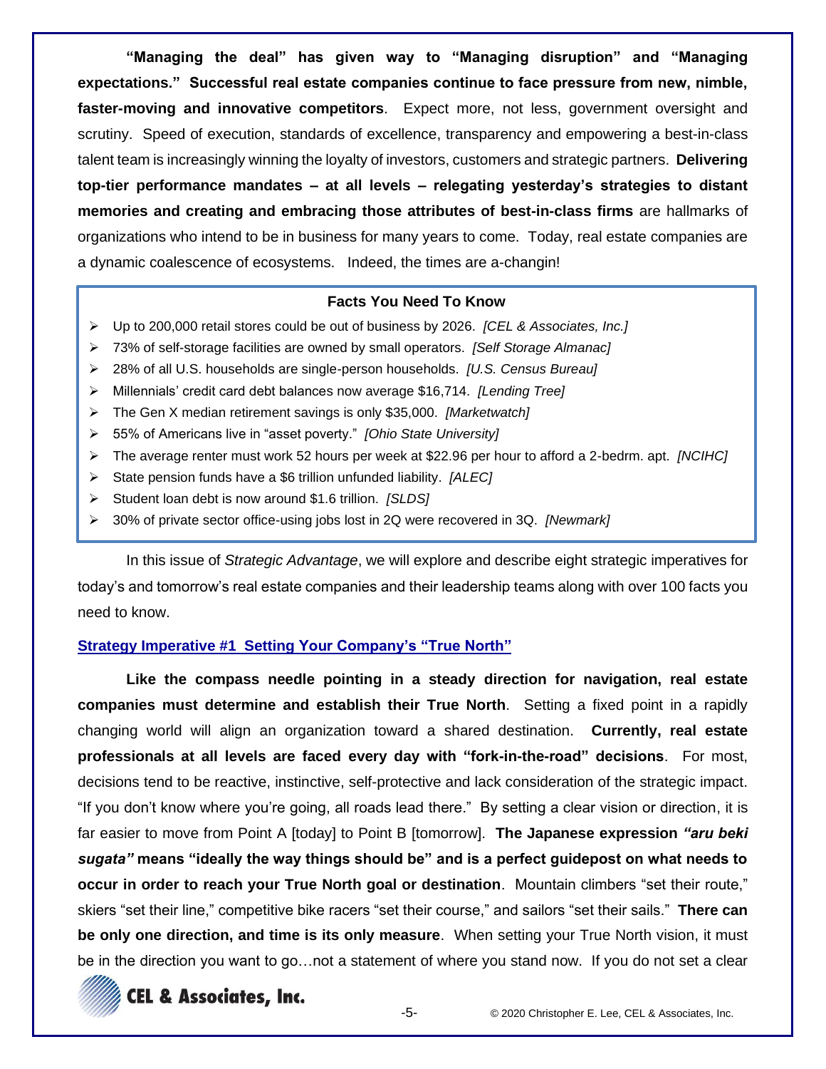**"Managing the deal" has given way to "Managing disruption" and "Managing expectations." Successful real estate companies continue to face pressure from new, nimble, faster-moving and innovative competitors**. Expect more, not less, government oversight and scrutiny. Speed of execution, standards of excellence, transparency and empowering a best-in-class talent team is increasingly winning the loyalty of investors, customers and strategic partners. **Delivering top-tier performance mandates – at all levels – relegating yesterday's strategies to distant memories and creating and embracing those attributes of best-in-class firms** are hallmarks of organizations who intend to be in business for many years to come. Today, real estate companies are a dynamic coalescence of ecosystems. Indeed, the times are a-changin!

**Facts You Need To Know**

- Up to 200,000 retail stores could be out of business by 2026. *[CEL & Associates, Inc.]*
- 73% of self-storage facilities are owned by small operators. *[Self Storage Almanac]*
- 28% of all U.S. households are single-person households. *[U.S. Census Bureau]*
- Millennials' credit card debt balances now average $16,714. *[Lending Tree]*
- The Gen X median retirement savings is only $35,000. *[Marketwatch]*
- 55% of Americans live in "asset poverty." *[Ohio State University]*
- The average renter must work 52 hours per week at $22.96 per hour to afford a 2-bedrm. apt. *[NCIHC]*
- State pension funds have a $6 trillion unfunded liability. *[ALEC]*
- Student loan debt is now around $1.6 trillion. *[SLDS]*
- 30% of private sector office-using jobs lost in 2Q were recovered in 3Q. *[Newmark]*

In this issue of *Strategic Advantage*, we will explore and describe eight strategic imperatives for today's and tomorrow's real estate companies and their leadership teams along with over 100 facts you need to know.

## Strategy Imperative #1 Setting Your Company's "True North"

**Like the compass needle pointing in a steady direction for navigation, real estate companies must determine and establish their True North**. Setting a fixed point in a rapidly changing world will align an organization toward a shared destination. **Currently, real estate professionals at all levels are faced every day with "fork-in-the-road" decisions**. For most, decisions tend to be reactive, instinctive, self-protective and lack consideration of the strategic impact. "If you don't know where you're going, all roads lead there." By setting a clear vision or direction, it is far easier to move from Point A [today] to Point B [tomorrow]. **The Japanese expression *"aru beki sugata"* means "ideally the way things should be" and is a perfect guidepost on what needs to occur in order to reach your True North goal or destination**. Mountain climbers "set their route," skiers "set their line," competitive bike racers "set their course," and sailors "set their sails." **There can be only one direction, and time is its only measure**. When setting your True North vision, it must be in the direction you want to go…not a statement of where you stand now. If you do not set a clear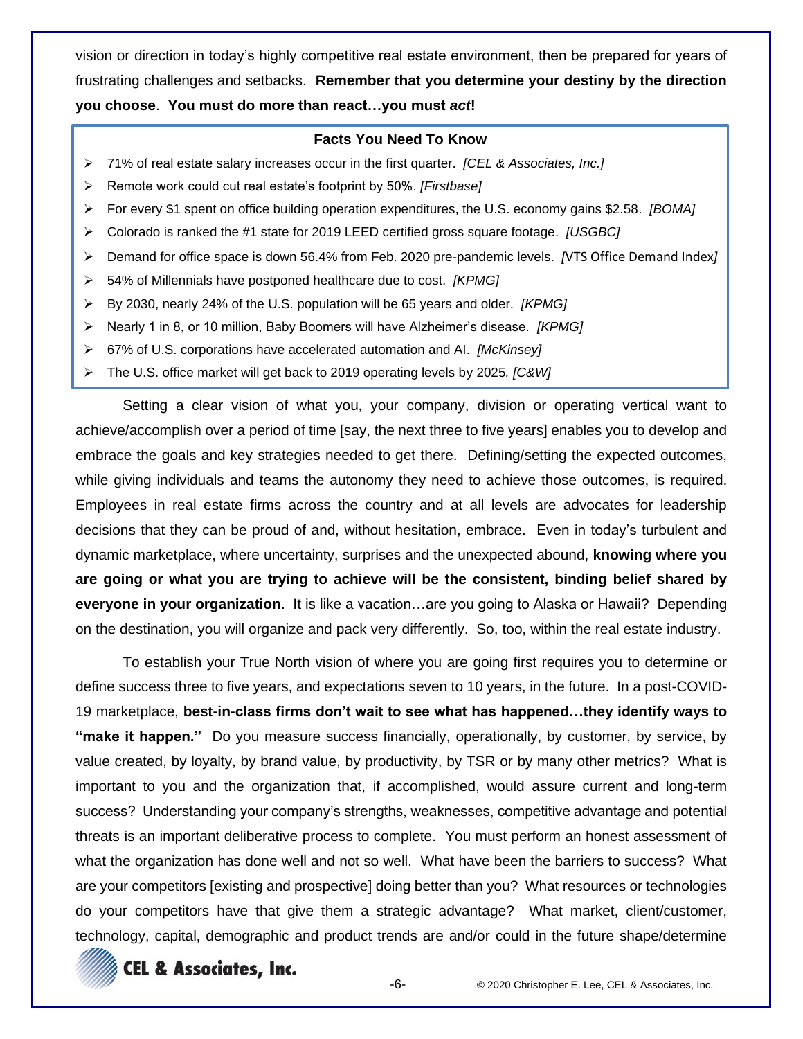vision or direction in today's highly competitive real estate environment, then be prepared for years of frustrating challenges and setbacks. **Remember that you determine your destiny by the direction you choose**. **You must do more than react…you must *act*!**

**Facts You Need To Know**

- 71% of real estate salary increases occur in the first quarter. *[CEL & Associates, Inc.]*
- Remote work could cut real estate's footprint by 50%. *[Firstbase]*
- For every $1 spent on office building operation expenditures, the U.S. economy gains $2.58. *[BOMA]*
- Colorado is ranked the #1 state for 2019 LEED certified gross square footage. *[USGBC]*
- Demand for office space is down 56.4% from Feb. 2020 pre-pandemic levels. *[VTS Office Demand Index]*
- 54% of Millennials have postponed healthcare due to cost. *[KPMG]*
- By 2030, nearly 24% of the U.S. population will be 65 years and older. *[KPMG]*
- Nearly 1 in 8, or 10 million, Baby Boomers will have Alzheimer's disease. *[KPMG]*
- 67% of U.S. corporations have accelerated automation and AI. *[McKinsey]*
- The U.S. office market will get back to 2019 operating levels by 2025. *[C&W]*

Setting a clear vision of what you, your company, division or operating vertical want to achieve/accomplish over a period of time [say, the next three to five years] enables you to develop and embrace the goals and key strategies needed to get there. Defining/setting the expected outcomes, while giving individuals and teams the autonomy they need to achieve those outcomes, is required. Employees in real estate firms across the country and at all levels are advocates for leadership decisions that they can be proud of and, without hesitation, embrace. Even in today's turbulent and dynamic marketplace, where uncertainty, surprises and the unexpected abound, **knowing where you are going or what you are trying to achieve will be the consistent, binding belief shared by everyone in your organization**. It is like a vacation…are you going to Alaska or Hawaii? Depending on the destination, you will organize and pack very differently. So, too, within the real estate industry.

To establish your True North vision of where you are going first requires you to determine or define success three to five years, and expectations seven to 10 years, in the future. In a post-COVID-19 marketplace, **best-in-class firms don't wait to see what has happened…they identify ways to "make it happen."** Do you measure success financially, operationally, by customer, by service, by value created, by loyalty, by brand value, by productivity, by TSR or by many other metrics? What is important to you and the organization that, if accomplished, would assure current and long-term success? Understanding your company's strengths, weaknesses, competitive advantage and potential threats is an important deliberative process to complete. You must perform an honest assessment of what the organization has done well and not so well. What have been the barriers to success? What are your competitors [existing and prospective] doing better than you? What resources or technologies do your competitors have that give them a strategic advantage? What market, client/customer, technology, capital, demographic and product trends are and/or could in the future shape/determine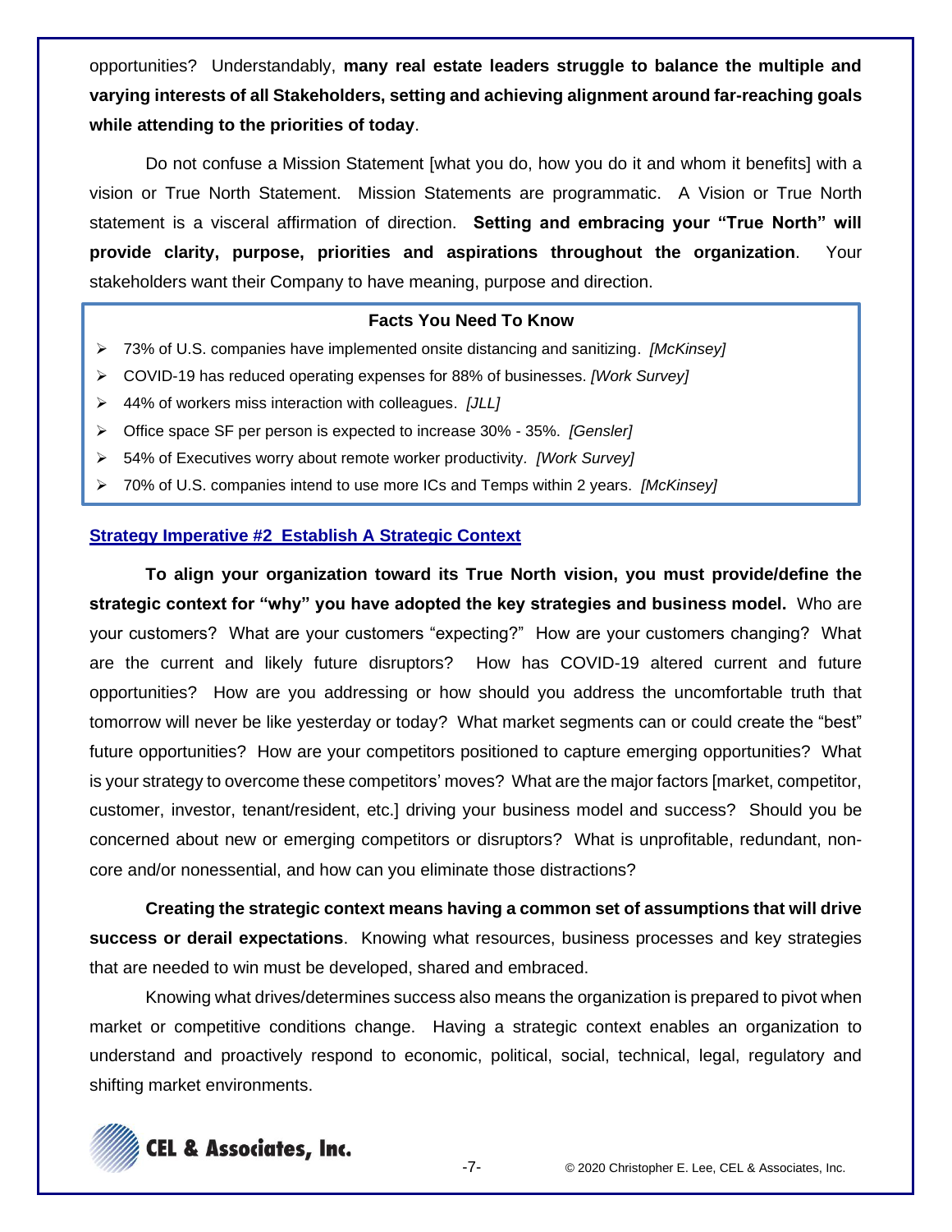opportunities? Understandably, **many real estate leaders struggle to balance the multiple and varying interests of all Stakeholders, setting and achieving alignment around far-reaching goals while attending to the priorities of today**.

Do not confuse a Mission Statement [what you do, how you do it and whom it benefits] with a vision or True North Statement. Mission Statements are programmatic. A Vision or True North statement is a visceral affirmation of direction. **Setting and embracing your "True North" will provide clarity, purpose, priorities and aspirations throughout the organization**. Your stakeholders want their Company to have meaning, purpose and direction.

**Facts You Need To Know**

- 73% of U.S. companies have implemented onsite distancing and sanitizing. *[McKinsey]*
- COVID-19 has reduced operating expenses for 88% of businesses. *[Work Survey]*
- 44% of workers miss interaction with colleagues. *[JLL]*
- Office space SF per person is expected to increase 30% - 35%. *[Gensler]*
- 54% of Executives worry about remote worker productivity. *[Work Survey]*
- 70% of U.S. companies intend to use more ICs and Temps within 2 years. *[McKinsey]*

## Strategy Imperative #2 Establish A Strategic Context

**To align your organization toward its True North vision, you must provide/define the strategic context for "why" you have adopted the key strategies and business model.** Who are your customers? What are your customers "expecting?" How are your customers changing? What are the current and likely future disruptors? How has COVID-19 altered current and future opportunities? How are you addressing or how should you address the uncomfortable truth that tomorrow will never be like yesterday or today? What market segments can or could create the "best" future opportunities? How are your competitors positioned to capture emerging opportunities? What is your strategy to overcome these competitors' moves? What are the major factors [market, competitor, customer, investor, tenant/resident, etc.] driving your business model and success? Should you be concerned about new or emerging competitors or disruptors? What is unprofitable, redundant, non-core and/or nonessential, and how can you eliminate those distractions?

**Creating the strategic context means having a common set of assumptions that will drive success or derail expectations**. Knowing what resources, business processes and key strategies that are needed to win must be developed, shared and embraced.

Knowing what drives/determines success also means the organization is prepared to pivot when market or competitive conditions change. Having a strategic context enables an organization to understand and proactively respond to economic, political, social, technical, legal, regulatory and shifting market environments.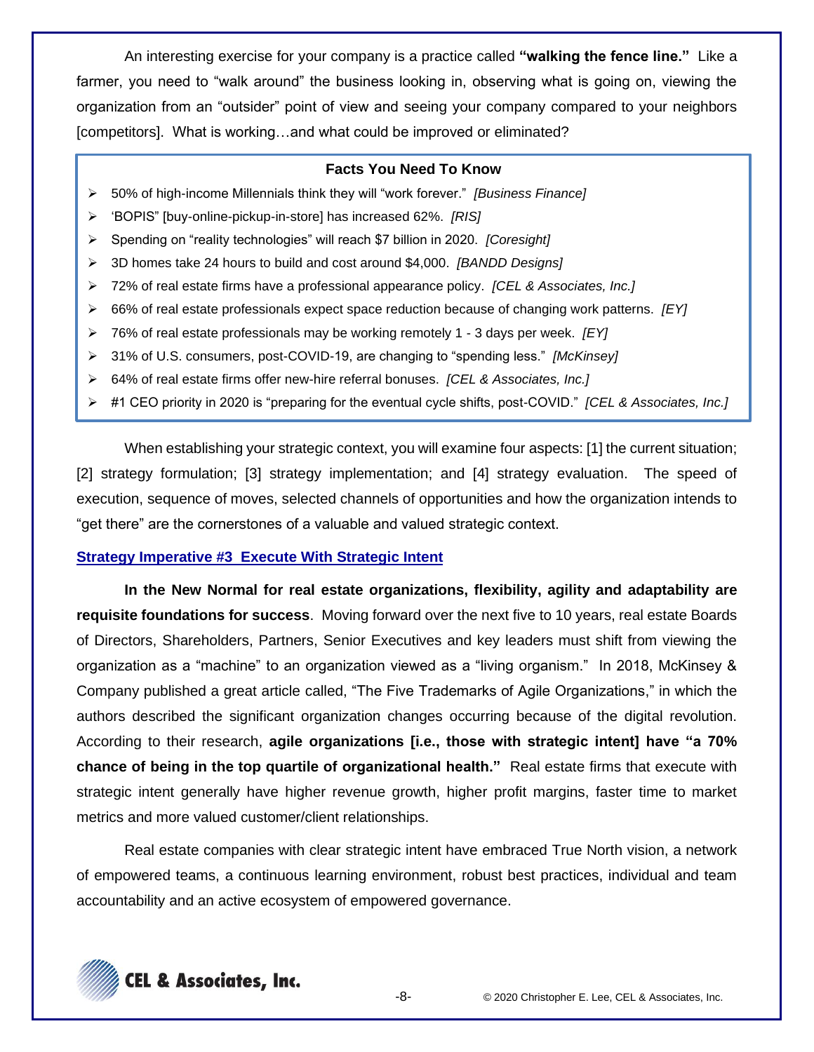An interesting exercise for your company is a practice called **"walking the fence line."** Like a farmer, you need to "walk around" the business looking in, observing what is going on, viewing the organization from an "outsider" point of view and seeing your company compared to your neighbors [competitors]. What is working…and what could be improved or eliminated?

**Facts You Need To Know**

- 50% of high-income Millennials think they will "work forever." *[Business Finance]*
- 'BOPIS" [buy-online-pickup-in-store] has increased 62%. *[RIS]*
- Spending on "reality technologies" will reach $7 billion in 2020. *[Coresight]*
- 3D homes take 24 hours to build and cost around $4,000. *[BANDD Designs]*
- 72% of real estate firms have a professional appearance policy. *[CEL & Associates, Inc.]*
- 66% of real estate professionals expect space reduction because of changing work patterns. *[EY]*
- 76% of real estate professionals may be working remotely 1 - 3 days per week. *[EY]*
- 31% of U.S. consumers, post-COVID-19, are changing to "spending less." *[McKinsey]*
- 64% of real estate firms offer new-hire referral bonuses. *[CEL & Associates, Inc.]*
- #1 CEO priority in 2020 is "preparing for the eventual cycle shifts, post-COVID." *[CEL & Associates, Inc.]*

When establishing your strategic context, you will examine four aspects: [1] the current situation; [2] strategy formulation; [3] strategy implementation; and [4] strategy evaluation. The speed of execution, sequence of moves, selected channels of opportunities and how the organization intends to "get there" are the cornerstones of a valuable and valued strategic context.

## Strategy Imperative #3 Execute With Strategic Intent

**In the New Normal for real estate organizations, flexibility, agility and adaptability are requisite foundations for success**. Moving forward over the next five to 10 years, real estate Boards of Directors, Shareholders, Partners, Senior Executives and key leaders must shift from viewing the organization as a "machine" to an organization viewed as a "living organism." In 2018, McKinsey & Company published a great article called, "The Five Trademarks of Agile Organizations," in which the authors described the significant organization changes occurring because of the digital revolution. According to their research, **agile organizations [i.e., those with strategic intent] have "a 70% chance of being in the top quartile of organizational health."** Real estate firms that execute with strategic intent generally have higher revenue growth, higher profit margins, faster time to market metrics and more valued customer/client relationships.

Real estate companies with clear strategic intent have embraced True North vision, a network of empowered teams, a continuous learning environment, robust best practices, individual and team accountability and an active ecosystem of empowered governance.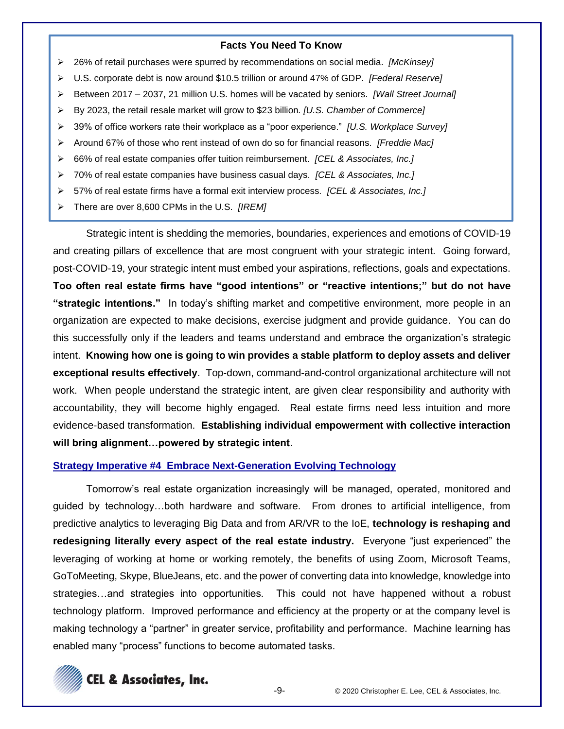**Facts You Need To Know**

- 26% of retail purchases were spurred by recommendations on social media. *[McKinsey]*
- U.S. corporate debt is now around $10.5 trillion or around 47% of GDP. *[Federal Reserve]*
- Between 2017 – 2037, 21 million U.S. homes will be vacated by seniors. *[Wall Street Journal]*
- By 2023, the retail resale market will grow to $23 billion. *[U.S. Chamber of Commerce]*
- 39% of office workers rate their workplace as a "poor experience." *[U.S. Workplace Survey]*
- Around 67% of those who rent instead of own do so for financial reasons. *[Freddie Mac]*
- 66% of real estate companies offer tuition reimbursement. *[CEL & Associates, Inc.]*
- 70% of real estate companies have business casual days. *[CEL & Associates, Inc.]*
- 57% of real estate firms have a formal exit interview process. *[CEL & Associates, Inc.]*
- There are over 8,600 CPMs in the U.S. *[IREM]*

Strategic intent is shedding the memories, boundaries, experiences and emotions of COVID-19 and creating pillars of excellence that are most congruent with your strategic intent. Going forward, post-COVID-19, your strategic intent must embed your aspirations, reflections, goals and expectations. **Too often real estate firms have "good intentions" or "reactive intentions;" but do not have "strategic intentions."** In today's shifting market and competitive environment, more people in an organization are expected to make decisions, exercise judgment and provide guidance. You can do this successfully only if the leaders and teams understand and embrace the organization's strategic intent. **Knowing how one is going to win provides a stable platform to deploy assets and deliver exceptional results effectively**. Top-down, command-and-control organizational architecture will not work. When people understand the strategic intent, are given clear responsibility and authority with accountability, they will become highly engaged. Real estate firms need less intuition and more evidence-based transformation. **Establishing individual empowerment with collective interaction will bring alignment…powered by strategic intent**.

## Strategy Imperative #4 Embrace Next-Generation Evolving Technology

Tomorrow's real estate organization increasingly will be managed, operated, monitored and guided by technology…both hardware and software. From drones to artificial intelligence, from predictive analytics to leveraging Big Data and from AR/VR to the IoE, **technology is reshaping and redesigning literally every aspect of the real estate industry.** Everyone "just experienced" the leveraging of working at home or working remotely, the benefits of using Zoom, Microsoft Teams, GoToMeeting, Skype, BlueJeans, etc. and the power of converting data into knowledge, knowledge into strategies…and strategies into opportunities. This could not have happened without a robust technology platform. Improved performance and efficiency at the property or at the company level is making technology a "partner" in greater service, profitability and performance. Machine learning has enabled many "process" functions to become automated tasks.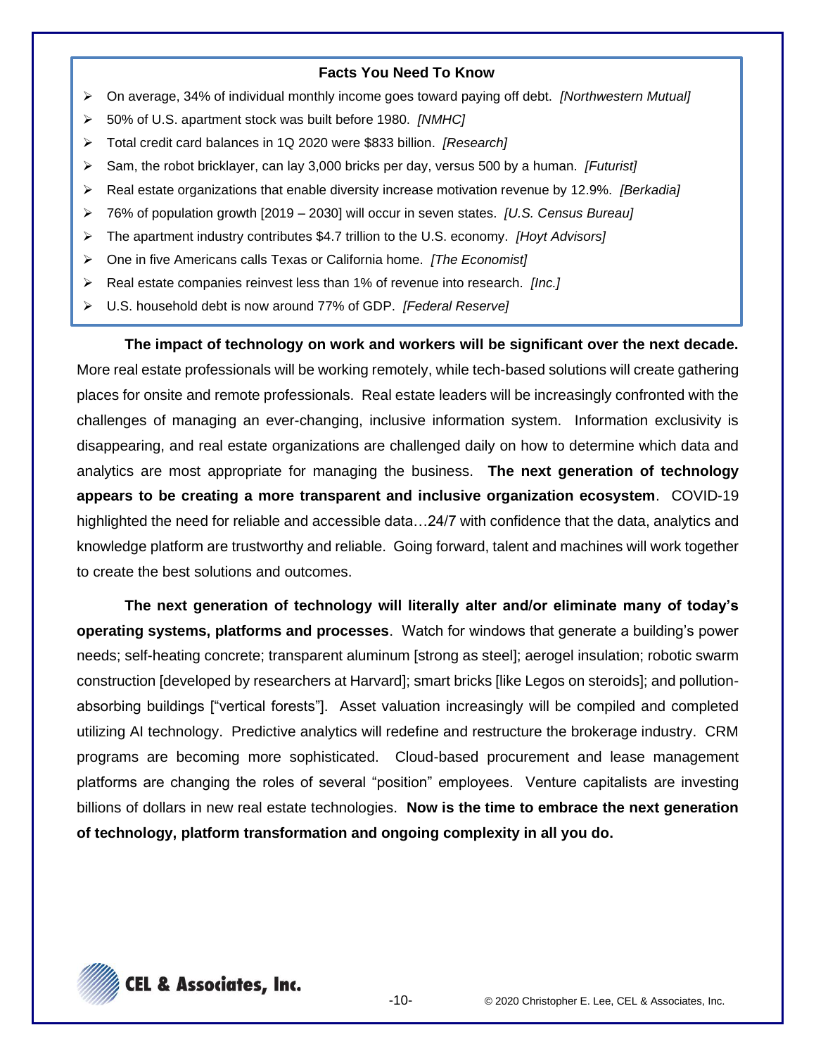**Facts You Need To Know**

- On average, 34% of individual monthly income goes toward paying off debt. *[Northwestern Mutual]*
- 50% of U.S. apartment stock was built before 1980. *[NMHC]*
- Total credit card balances in 1Q 2020 were $833 billion. *[Research]*
- Sam, the robot bricklayer, can lay 3,000 bricks per day, versus 500 by a human. *[Futurist]*
- Real estate organizations that enable diversity increase motivation revenue by 12.9%. *[Berkadia]*
- 76% of population growth [2019 – 2030] will occur in seven states. *[U.S. Census Bureau]*
- The apartment industry contributes $4.7 trillion to the U.S. economy. *[Hoyt Advisors]*
- One in five Americans calls Texas or California home. *[The Economist]*
- Real estate companies reinvest less than 1% of revenue into research. *[Inc.]*
- U.S. household debt is now around 77% of GDP. *[Federal Reserve]*

**The impact of technology on work and workers will be significant over the next decade.** More real estate professionals will be working remotely, while tech-based solutions will create gathering places for onsite and remote professionals. Real estate leaders will be increasingly confronted with the challenges of managing an ever-changing, inclusive information system. Information exclusivity is disappearing, and real estate organizations are challenged daily on how to determine which data and analytics are most appropriate for managing the business. **The next generation of technology appears to be creating a more transparent and inclusive organization ecosystem**. COVID-19 highlighted the need for reliable and accessible data…24/7 with confidence that the data, analytics and knowledge platform are trustworthy and reliable. Going forward, talent and machines will work together to create the best solutions and outcomes.

**The next generation of technology will literally alter and/or eliminate many of today's operating systems, platforms and processes**. Watch for windows that generate a building's power needs; self-heating concrete; transparent aluminum [strong as steel]; aerogel insulation; robotic swarm construction [developed by researchers at Harvard]; smart bricks [like Legos on steroids]; and pollution-absorbing buildings ["vertical forests"]. Asset valuation increasingly will be compiled and completed utilizing AI technology. Predictive analytics will redefine and restructure the brokerage industry. CRM programs are becoming more sophisticated. Cloud-based procurement and lease management platforms are changing the roles of several "position" employees. Venture capitalists are investing billions of dollars in new real estate technologies. **Now is the time to embrace the next generation of technology, platform transformation and ongoing complexity in all you do.**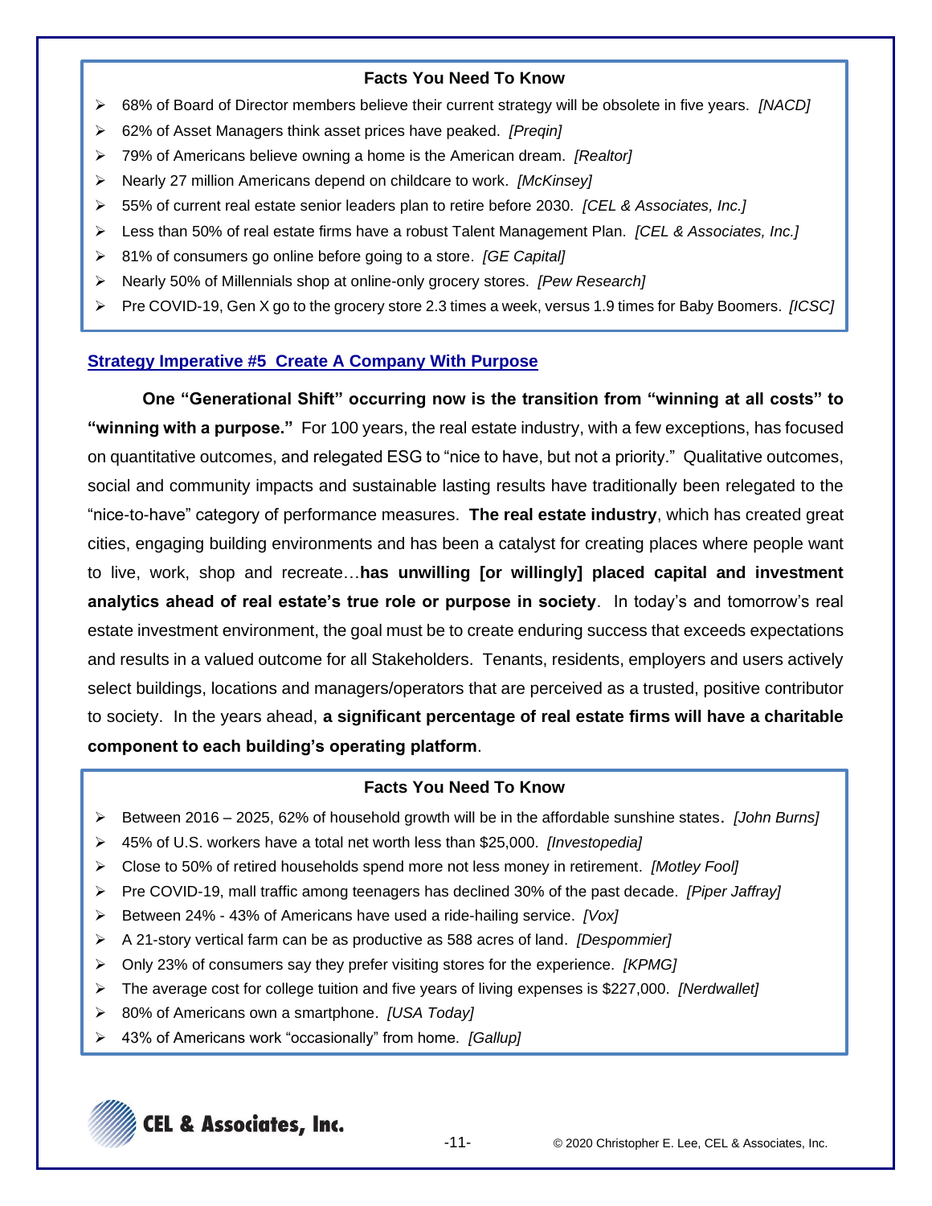### Facts You Need To Know

- 68% of Board of Director members believe their current strategy will be obsolete in five years. *[NACD]*
- 62% of Asset Managers think asset prices have peaked. *[Preqin]*
- 79% of Americans believe owning a home is the American dream. *[Realtor]*
- Nearly 27 million Americans depend on childcare to work. *[McKinsey]*
- 55% of current real estate senior leaders plan to retire before 2030. *[CEL & Associates, Inc.]*
- Less than 50% of real estate firms have a robust Talent Management Plan. *[CEL & Associates, Inc.]*
- 81% of consumers go online before going to a store. *[GE Capital]*
- Nearly 50% of Millennials shop at online-only grocery stores. *[Pew Research]*
- Pre COVID-19, Gen X go to the grocery store 2.3 times a week, versus 1.9 times for Baby Boomers. *[ICSC]*

## Strategy Imperative #5 Create A Company With Purpose

**One "Generational Shift" occurring now is the transition from "winning at all costs" to "winning with a purpose."** For 100 years, the real estate industry, with a few exceptions, has focused on quantitative outcomes, and relegated ESG to "nice to have, but not a priority." Qualitative outcomes, social and community impacts and sustainable lasting results have traditionally been relegated to the "nice-to-have" category of performance measures. **The real estate industry**, which has created great cities, engaging building environments and has been a catalyst for creating places where people want to live, work, shop and recreate…**has unwilling [or willingly] placed capital and investment analytics ahead of real estate's true role or purpose in society**. In today's and tomorrow's real estate investment environment, the goal must be to create enduring success that exceeds expectations and results in a valued outcome for all Stakeholders. Tenants, residents, employers and users actively select buildings, locations and managers/operators that are perceived as a trusted, positive contributor to society. In the years ahead, **a significant percentage of real estate firms will have a charitable component to each building's operating platform**.

### Facts You Need To Know

- Between 2016 – 2025, 62% of household growth will be in the affordable sunshine states. *[John Burns]*
- 45% of U.S. workers have a total net worth less than $25,000. *[Investopedia]*
- Close to 50% of retired households spend more not less money in retirement. *[Motley Fool]*
- Pre COVID-19, mall traffic among teenagers has declined 30% of the past decade. *[Piper Jaffray]*
- Between 24% - 43% of Americans have used a ride-hailing service. *[Vox]*
- A 21-story vertical farm can be as productive as 588 acres of land. *[Despommier]*
- Only 23% of consumers say they prefer visiting stores for the experience. *[KPMG]*
- The average cost for college tuition and five years of living expenses is $227,000. *[Nerdwallet]*
- 80% of Americans own a smartphone. *[USA Today]*
- 43% of Americans work "occasionally" from home. *[Gallup]*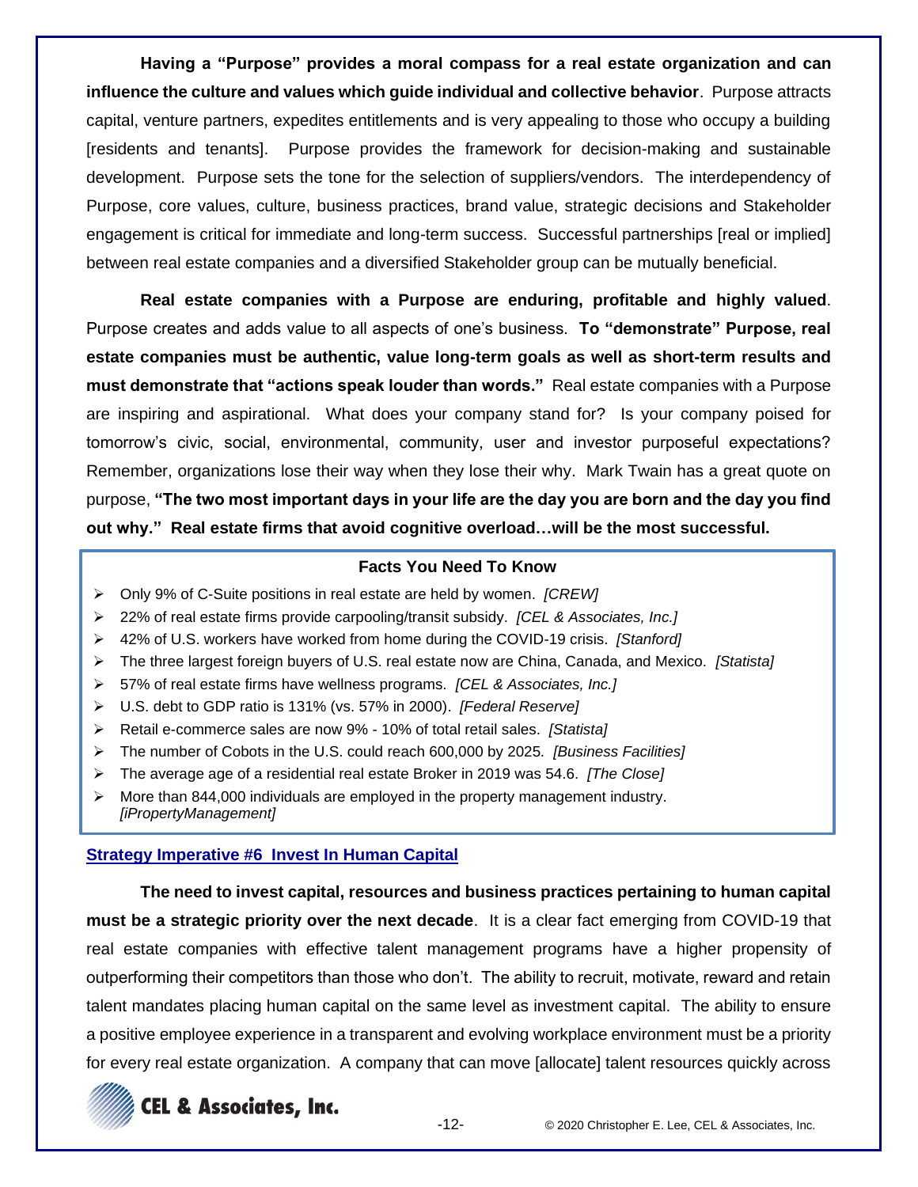**Having a "Purpose" provides a moral compass for a real estate organization and can influence the culture and values which guide individual and collective behavior**. Purpose attracts capital, venture partners, expedites entitlements and is very appealing to those who occupy a building [residents and tenants]. Purpose provides the framework for decision-making and sustainable development. Purpose sets the tone for the selection of suppliers/vendors. The interdependency of Purpose, core values, culture, business practices, brand value, strategic decisions and Stakeholder engagement is critical for immediate and long-term success. Successful partnerships [real or implied] between real estate companies and a diversified Stakeholder group can be mutually beneficial.

**Real estate companies with a Purpose are enduring, profitable and highly valued**. Purpose creates and adds value to all aspects of one's business. **To "demonstrate" Purpose, real estate companies must be authentic, value long-term goals as well as short-term results and must demonstrate that "actions speak louder than words."** Real estate companies with a Purpose are inspiring and aspirational. What does your company stand for? Is your company poised for tomorrow's civic, social, environmental, community, user and investor purposeful expectations? Remember, organizations lose their way when they lose their why. Mark Twain has a great quote on purpose, **"The two most important days in your life are the day you are born and the day you find out why." Real estate firms that avoid cognitive overload…will be the most successful.**

**Facts You Need To Know**

- Only 9% of C-Suite positions in real estate are held by women. *[CREW]*
- 22% of real estate firms provide carpooling/transit subsidy. *[CEL & Associates, Inc.]*
- 42% of U.S. workers have worked from home during the COVID-19 crisis. *[Stanford]*
- The three largest foreign buyers of U.S. real estate now are China, Canada, and Mexico. *[Statista]*
- 57% of real estate firms have wellness programs. *[CEL & Associates, Inc.]*
- U.S. debt to GDP ratio is 131% (vs. 57% in 2000). *[Federal Reserve]*
- Retail e-commerce sales are now 9% - 10% of total retail sales. *[Statista]*
- The number of Cobots in the U.S. could reach 600,000 by 2025. *[Business Facilities]*
- The average age of a residential real estate Broker in 2019 was 54.6. *[The Close]*
- More than 844,000 individuals are employed in the property management industry. *[iPropertyManagement]*

## Strategy Imperative #6 Invest In Human Capital

**The need to invest capital, resources and business practices pertaining to human capital must be a strategic priority over the next decade**. It is a clear fact emerging from COVID-19 that real estate companies with effective talent management programs have a higher propensity of outperforming their competitors than those who don't. The ability to recruit, motivate, reward and retain talent mandates placing human capital on the same level as investment capital. The ability to ensure a positive employee experience in a transparent and evolving workplace environment must be a priority for every real estate organization. A company that can move [allocate] talent resources quickly across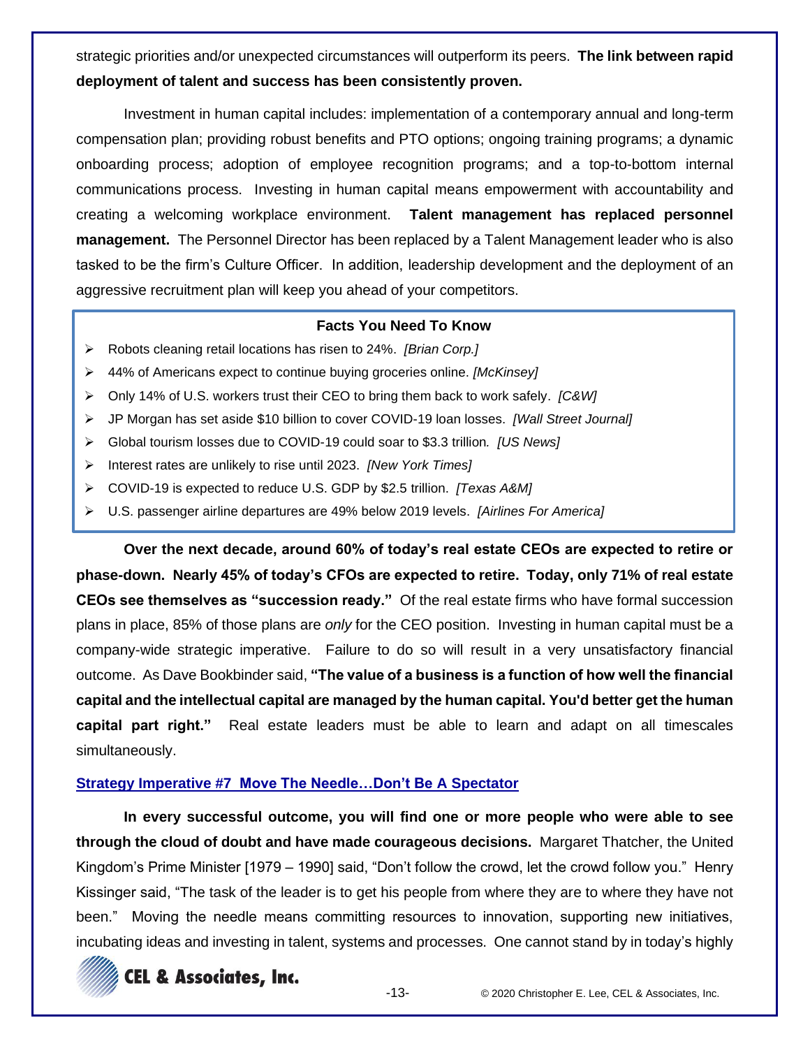strategic priorities and/or unexpected circumstances will outperform its peers. **The link between rapid deployment of talent and success has been consistently proven.**

Investment in human capital includes: implementation of a contemporary annual and long-term compensation plan; providing robust benefits and PTO options; ongoing training programs; a dynamic onboarding process; adoption of employee recognition programs; and a top-to-bottom internal communications process. Investing in human capital means empowerment with accountability and creating a welcoming workplace environment. **Talent management has replaced personnel management.** The Personnel Director has been replaced by a Talent Management leader who is also tasked to be the firm's Culture Officer. In addition, leadership development and the deployment of an aggressive recruitment plan will keep you ahead of your competitors.

**Facts You Need To Know**

- Robots cleaning retail locations has risen to 24%. *[Brian Corp.]*
- 44% of Americans expect to continue buying groceries online. *[McKinsey]*
- Only 14% of U.S. workers trust their CEO to bring them back to work safely. *[C&W]*
- JP Morgan has set aside $10 billion to cover COVID-19 loan losses. *[Wall Street Journal]*
- Global tourism losses due to COVID-19 could soar to $3.3 trillion. *[US News]*
- Interest rates are unlikely to rise until 2023. *[New York Times]*
- COVID-19 is expected to reduce U.S. GDP by $2.5 trillion. *[Texas A&M]*
- U.S. passenger airline departures are 49% below 2019 levels. *[Airlines For America]*

**Over the next decade, around 60% of today's real estate CEOs are expected to retire or phase-down. Nearly 45% of today's CFOs are expected to retire. Today, only 71% of real estate CEOs see themselves as "succession ready."** Of the real estate firms who have formal succession plans in place, 85% of those plans are *only* for the CEO position. Investing in human capital must be a company-wide strategic imperative. Failure to do so will result in a very unsatisfactory financial outcome. As Dave Bookbinder said, **"The value of a business is a function of how well the financial capital and the intellectual capital are managed by the human capital. You'd better get the human capital part right."** Real estate leaders must be able to learn and adapt on all timescales simultaneously.

## Strategy Imperative #7 Move The Needle…Don't Be A Spectator

**In every successful outcome, you will find one or more people who were able to see through the cloud of doubt and have made courageous decisions.** Margaret Thatcher, the United Kingdom's Prime Minister [1979 – 1990] said, "Don't follow the crowd, let the crowd follow you." Henry Kissinger said, "The task of the leader is to get his people from where they are to where they have not been." Moving the needle means committing resources to innovation, supporting new initiatives, incubating ideas and investing in talent, systems and processes. One cannot stand by in today's highly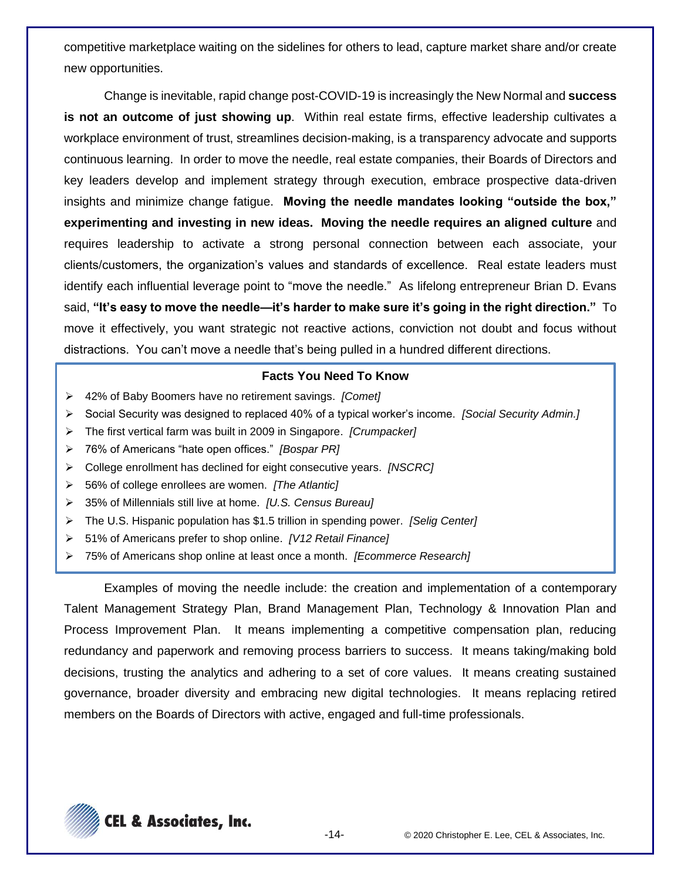competitive marketplace waiting on the sidelines for others to lead, capture market share and/or create new opportunities.

Change is inevitable, rapid change post-COVID-19 is increasingly the New Normal and **success is not an outcome of just showing up**. Within real estate firms, effective leadership cultivates a workplace environment of trust, streamlines decision-making, is a transparency advocate and supports continuous learning. In order to move the needle, real estate companies, their Boards of Directors and key leaders develop and implement strategy through execution, embrace prospective data-driven insights and minimize change fatigue. **Moving the needle mandates looking "outside the box," experimenting and investing in new ideas. Moving the needle requires an aligned culture** and requires leadership to activate a strong personal connection between each associate, your clients/customers, the organization's values and standards of excellence. Real estate leaders must identify each influential leverage point to "move the needle." As lifelong entrepreneur Brian D. Evans said, **"It's easy to move the needle—it's harder to make sure it's going in the right direction."** To move it effectively, you want strategic not reactive actions, conviction not doubt and focus without distractions. You can't move a needle that's being pulled in a hundred different directions.

**Facts You Need To Know**

- 42% of Baby Boomers have no retirement savings. *[Comet]*
- Social Security was designed to replaced 40% of a typical worker's income. *[Social Security Admin.]*
- The first vertical farm was built in 2009 in Singapore. *[Crumpacker]*
- 76% of Americans "hate open offices." *[Bospar PR]*
- College enrollment has declined for eight consecutive years. *[NSCRC]*
- 56% of college enrollees are women. *[The Atlantic]*
- 35% of Millennials still live at home. *[U.S. Census Bureau]*
- The U.S. Hispanic population has $1.5 trillion in spending power. *[Selig Center]*
- 51% of Americans prefer to shop online. *[V12 Retail Finance]*
- 75% of Americans shop online at least once a month. *[Ecommerce Research]*

Examples of moving the needle include: the creation and implementation of a contemporary Talent Management Strategy Plan, Brand Management Plan, Technology & Innovation Plan and Process Improvement Plan. It means implementing a competitive compensation plan, reducing redundancy and paperwork and removing process barriers to success. It means taking/making bold decisions, trusting the analytics and adhering to a set of core values. It means creating sustained governance, broader diversity and embracing new digital technologies. It means replacing retired members on the Boards of Directors with active, engaged and full-time professionals.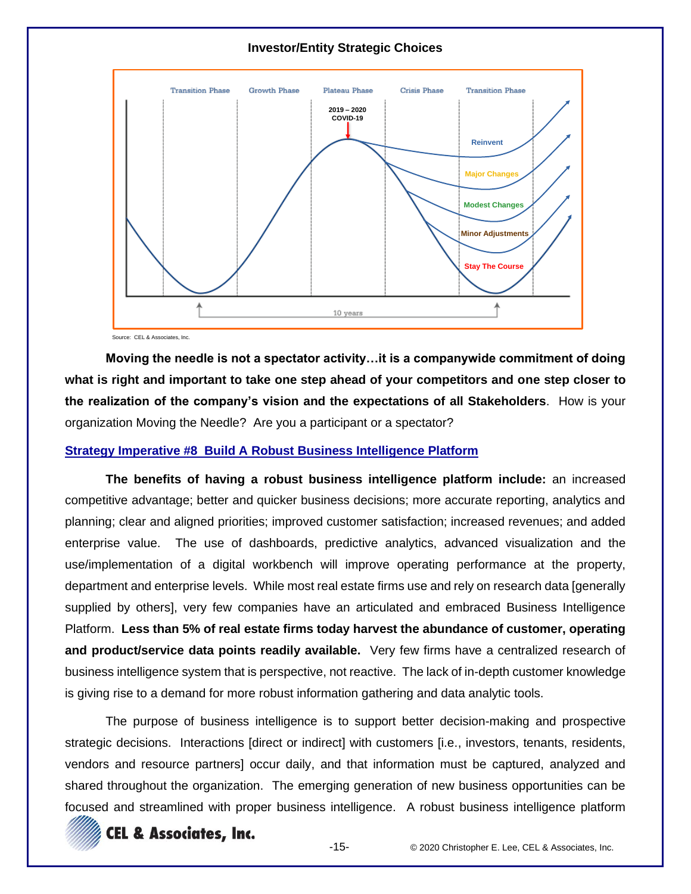**Investor/Entity Strategic Choices**

Transition Phase | Growth Phase | Plateau Phase | Crisis Phase | Transition Phase

2019 – 2020 COVID-19

Reinvent

Major Changes

Modest Changes

Minor Adjustments

Stay The Course

10 years

Source: CEL & Associates, Inc.

**Moving the needle is not a spectator activity…it is a companywide commitment of doing what is right and important to take one step ahead of your competitors and one step closer to the realization of the company's vision and the expectations of all Stakeholders**. How is your organization Moving the Needle? Are you a participant or a spectator?

## Strategy Imperative #8 Build A Robust Business Intelligence Platform

**The benefits of having a robust business intelligence platform include:** an increased competitive advantage; better and quicker business decisions; more accurate reporting, analytics and planning; clear and aligned priorities; improved customer satisfaction; increased revenues; and added enterprise value. The use of dashboards, predictive analytics, advanced visualization and the use/implementation of a digital workbench will improve operating performance at the property, department and enterprise levels. While most real estate firms use and rely on research data [generally supplied by others], very few companies have an articulated and embraced Business Intelligence Platform. **Less than 5% of real estate firms today harvest the abundance of customer, operating and product/service data points readily available.** Very few firms have a centralized research of business intelligence system that is perspective, not reactive. The lack of in-depth customer knowledge is giving rise to a demand for more robust information gathering and data analytic tools.

The purpose of business intelligence is to support better decision-making and prospective strategic decisions. Interactions [direct or indirect] with customers [i.e., investors, tenants, residents, vendors and resource partners] occur daily, and that information must be captured, analyzed and shared throughout the organization. The emerging generation of new business opportunities can be focused and streamlined with proper business intelligence. A robust business intelligence platform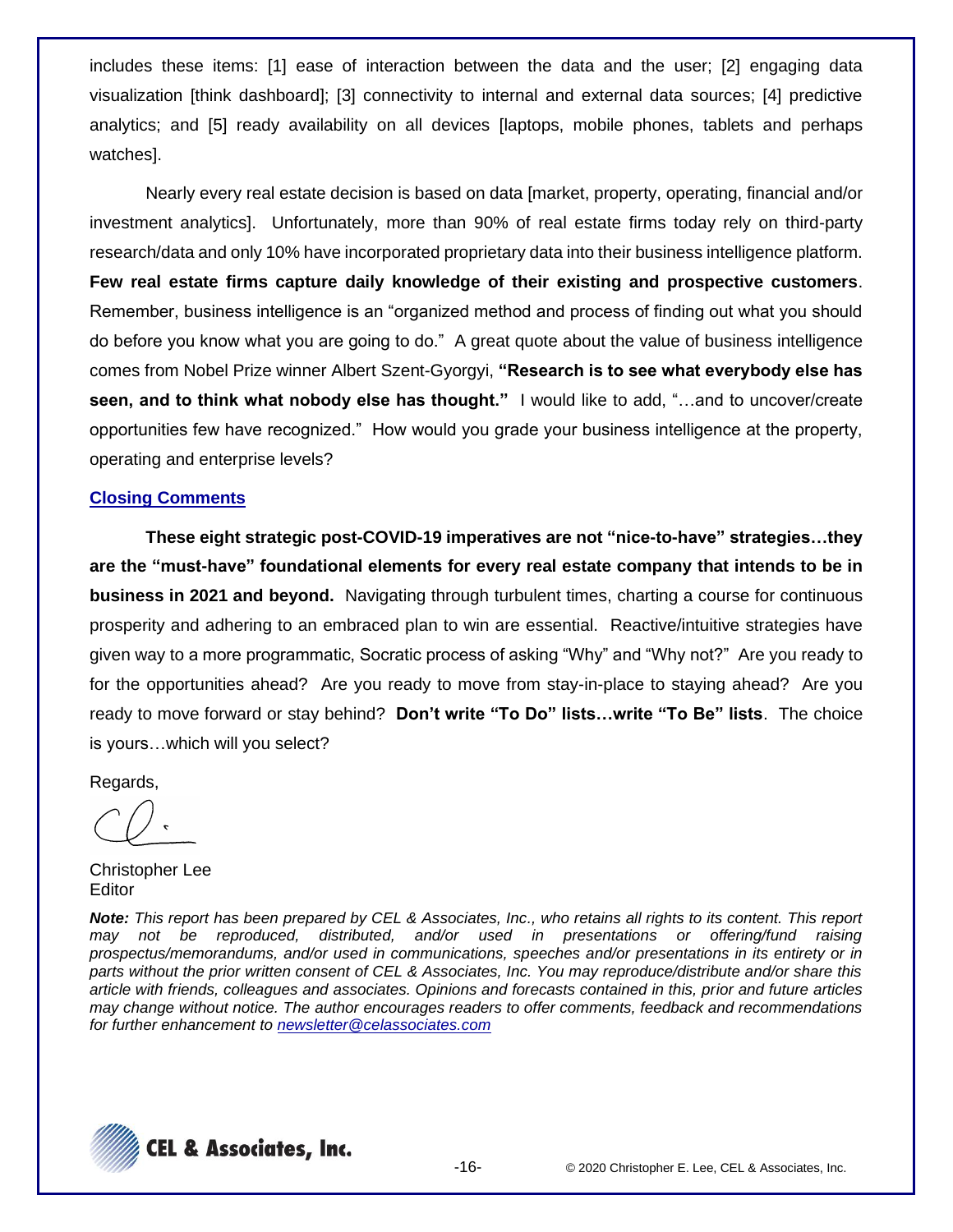includes these items: [1] ease of interaction between the data and the user; [2] engaging data visualization [think dashboard]; [3] connectivity to internal and external data sources; [4] predictive analytics; and [5] ready availability on all devices [laptops, mobile phones, tablets and perhaps watches].

Nearly every real estate decision is based on data [market, property, operating, financial and/or investment analytics]. Unfortunately, more than 90% of real estate firms today rely on third-party research/data and only 10% have incorporated proprietary data into their business intelligence platform. **Few real estate firms capture daily knowledge of their existing and prospective customers**. Remember, business intelligence is an "organized method and process of finding out what you should do before you know what you are going to do." A great quote about the value of business intelligence comes from Nobel Prize winner Albert Szent-Gyorgyi, **"Research is to see what everybody else has seen, and to think what nobody else has thought."** I would like to add, "…and to uncover/create opportunities few have recognized." How would you grade your business intelligence at the property, operating and enterprise levels?

## Closing Comments

**These eight strategic post-COVID-19 imperatives are not "nice-to-have" strategies…they are the "must-have" foundational elements for every real estate company that intends to be in business in 2021 and beyond.** Navigating through turbulent times, charting a course for continuous prosperity and adhering to an embraced plan to win are essential. Reactive/intuitive strategies have given way to a more programmatic, Socratic process of asking "Why" and "Why not?" Are you ready to for the opportunities ahead? Are you ready to move from stay-in-place to staying ahead? Are you ready to move forward or stay behind? **Don't write "To Do" lists…write "To Be" lists**. The choice is yours…which will you select?

Regards,

Christopher Lee
Editor

***Note:*** *This report has been prepared by CEL & Associates, Inc., who retains all rights to its content. This report may not be reproduced, distributed, and/or used in presentations or offering/fund raising prospectus/memorandums, and/or used in communications, speeches and/or presentations in its entirety or in parts without the prior written consent of CEL & Associates, Inc. You may reproduce/distribute and/or share this article with friends, colleagues and associates. Opinions and forecasts contained in this, prior and future articles may change without notice. The author encourages readers to offer comments, feedback and recommendations for further enhancement to newsletter@celassociates.com*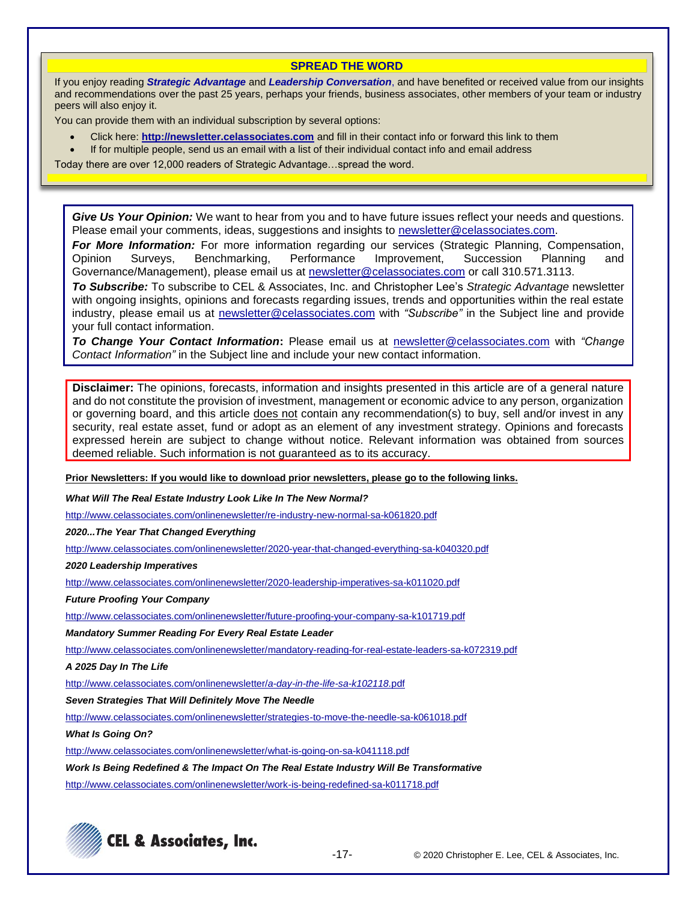## SPREAD THE WORD

If you enjoy reading ***Strategic Advantage*** and ***Leadership Conversation***, and have benefited or received value from our insights and recommendations over the past 25 years, perhaps your friends, business associates, other members of your team or industry peers will also enjoy it.

You can provide them with an individual subscription by several options:

- Click here: **http://newsletter.celassociates.com** and fill in their contact info or forward this link to them
- If for multiple people, send us an email with a list of their individual contact info and email address

Today there are over 12,000 readers of Strategic Advantage…spread the word.

***Give Us Your Opinion:*** We want to hear from you and to have future issues reflect your needs and questions. Please email your comments, ideas, suggestions and insights to newsletter@celassociates.com.

***For More Information:*** For more information regarding our services (Strategic Planning, Compensation, Opinion Surveys, Benchmarking, Performance Improvement, Succession Planning and Governance/Management), please email us at newsletter@celassociates.com or call 310.571.3113.

***To Subscribe:*** To subscribe to CEL & Associates, Inc. and Christopher Lee's *Strategic Advantage* newsletter with ongoing insights, opinions and forecasts regarding issues, trends and opportunities within the real estate industry, please email us at newsletter@celassociates.com with *"Subscribe"* in the Subject line and provide your full contact information.

***To Change Your Contact Information*:** Please email us at newsletter@celassociates.com with *"Change Contact Information"* in the Subject line and include your new contact information.

**Disclaimer:** The opinions, forecasts, information and insights presented in this article are of a general nature and do not constitute the provision of investment, management or economic advice to any person, organization or governing board, and this article does not contain any recommendation(s) to buy, sell and/or invest in any security, real estate asset, fund or adopt as an element of any investment strategy. Opinions and forecasts expressed herein are subject to change without notice. Relevant information was obtained from sources deemed reliable. Such information is not guaranteed as to its accuracy.

**Prior Newsletters: If you would like to download prior newsletters, please go to the following links.**

***What Will The Real Estate Industry Look Like In The New Normal?***

http://www.celassociates.com/onlinenewsletter/re-industry-new-normal-sa-k061820.pdf

***2020...The Year That Changed Everything***

http://www.celassociates.com/onlinenewsletter/2020-year-that-changed-everything-sa-k040320.pdf

***2020 Leadership Imperatives***

http://www.celassociates.com/onlinenewsletter/2020-leadership-imperatives-sa-k011020.pdf

***Future Proofing Your Company***

http://www.celassociates.com/onlinenewsletter/future-proofing-your-company-sa-k101719.pdf

***Mandatory Summer Reading For Every Real Estate Leader***

http://www.celassociates.com/onlinenewsletter/mandatory-reading-for-real-estate-leaders-sa-k072319.pdf

***A 2025 Day In The Life***

http://www.celassociates.com/onlinenewsletter/a-day-in-the-life-sa-k102118.pdf

***Seven Strategies That Will Definitely Move The Needle***

http://www.celassociates.com/onlinenewsletter/strategies-to-move-the-needle-sa-k061018.pdf

***What Is Going On?***

http://www.celassociates.com/onlinenewsletter/what-is-going-on-sa-k041118.pdf

***Work Is Being Redefined & The Impact On The Real Estate Industry Will Be Transformative***

http://www.celassociates.com/onlinenewsletter/work-is-being-redefined-sa-k011718.pdf

CEL & Associates, Inc.

© 2020 Christopher E. Lee, CEL & Associates, Inc.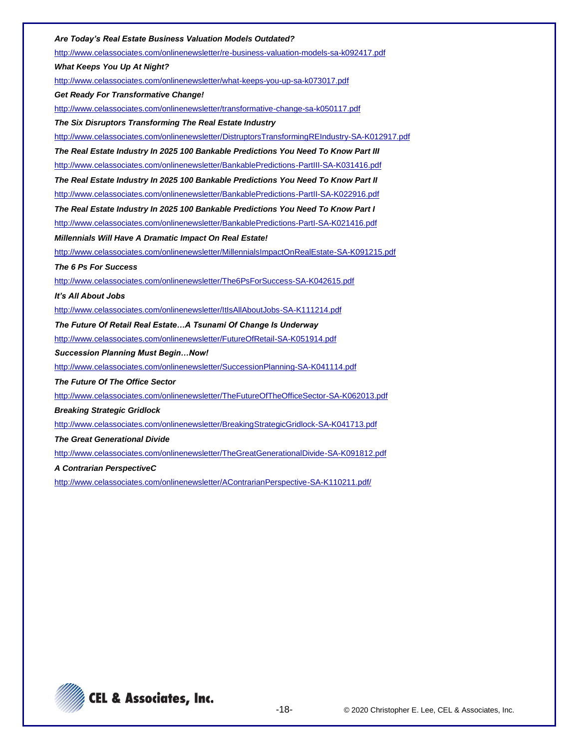***Are Today's Real Estate Business Valuation Models Outdated?***

http://www.celassociates.com/onlinenewsletter/re-business-valuation-models-sa-k092417.pdf

***What Keeps You Up At Night?***

http://www.celassociates.com/onlinenewsletter/what-keeps-you-up-sa-k073017.pdf

***Get Ready For Transformative Change!***

http://www.celassociates.com/onlinenewsletter/transformative-change-sa-k050117.pdf

***The Six Disruptors Transforming The Real Estate Industry***

http://www.celassociates.com/onlinenewsletter/DistruptorsTransformingREIndustry-SA-K012917.pdf

***The Real Estate Industry In 2025 100 Bankable Predictions You Need To Know Part III***

http://www.celassociates.com/onlinenewsletter/BankablePredictions-PartIII-SA-K031416.pdf

***The Real Estate Industry In 2025 100 Bankable Predictions You Need To Know Part II***

http://www.celassociates.com/onlinenewsletter/BankablePredictions-PartII-SA-K022916.pdf

***The Real Estate Industry In 2025 100 Bankable Predictions You Need To Know Part I***

http://www.celassociates.com/onlinenewsletter/BankablePredictions-PartI-SA-K021416.pdf

***Millennials Will Have A Dramatic Impact On Real Estate!***

http://www.celassociates.com/onlinenewsletter/MillennialsImpactOnRealEstate-SA-K091215.pdf

***The 6 Ps For Success***

http://www.celassociates.com/onlinenewsletter/The6PsForSuccess-SA-K042615.pdf

***It's All About Jobs***

http://www.celassociates.com/onlinenewsletter/ItIsAllAboutJobs-SA-K111214.pdf

***The Future Of Retail Real Estate…A Tsunami Of Change Is Underway***

http://www.celassociates.com/onlinenewsletter/FutureOfRetail-SA-K051914.pdf

***Succession Planning Must Begin…Now!***

http://www.celassociates.com/onlinenewsletter/SuccessionPlanning-SA-K041114.pdf

***The Future Of The Office Sector***

http://www.celassociates.com/onlinenewsletter/TheFutureOfTheOfficeSector-SA-K062013.pdf

***Breaking Strategic Gridlock***

http://www.celassociates.com/onlinenewsletter/BreakingStrategicGridlock-SA-K041713.pdf

***The Great Generational Divide***

http://www.celassociates.com/onlinenewsletter/TheGreatGenerationalDivide-SA-K091812.pdf

***A Contrarian PerspectiveC***

http://www.celassociates.com/onlinenewsletter/AContrarianPerspective-SA-K110211.pdf/

CEL & Associates, Inc.

© 2020 Christopher E. Lee, CEL & Associates, Inc.